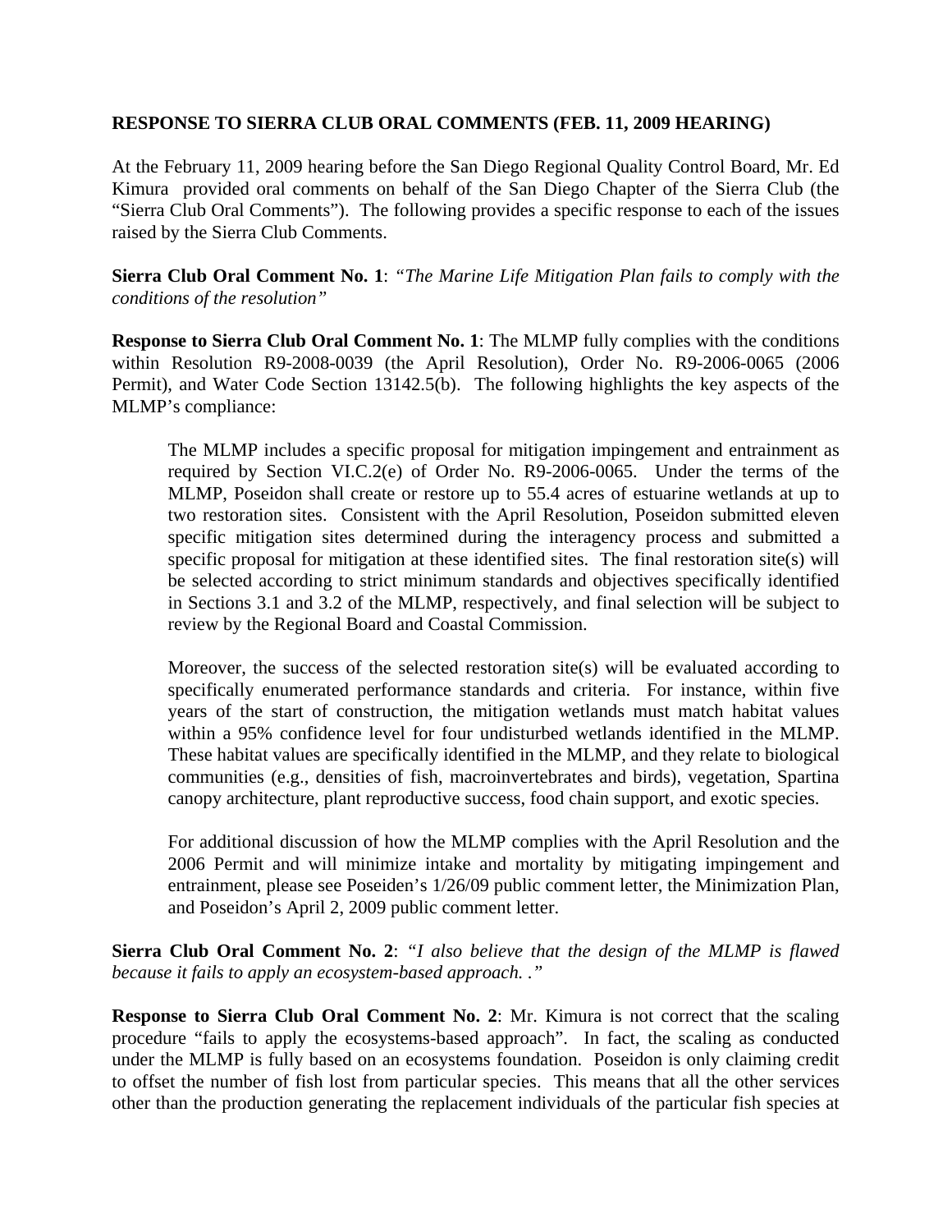**RESPONSE TO SIERRA CLUB ORAL COMMENTS (FEB. 11, 2009 HEARING)**

At the February 11, 2009 hearing before the San Diego Regional Quality Control Board, Mr. Ed Kimura provided oral comments on behalf of the San Diego Chapter of the Sierra Club (the "Sierra Club Oral Comments"). The following provides a specific response to each of the issues raised by the Sierra Club Comments.

**Sierra Club Oral Comment No. 1**: *"The Marine Life Mitigation Plan fails to comply with the conditions of the resolution"*

**Response to Sierra Club Oral Comment No. 1**: The MLMP fully complies with the conditions within Resolution R9-2008-0039 (the April Resolution), Order No. R9-2006-0065 (2006 Permit), and Water Code Section 13142.5(b). The following highlights the key aspects of the MLMP's compliance:

> The MLMP includes a specific proposal for mitigation impingement and entrainment as required by Section VI.C.2(e) of Order No. R9-2006-0065. Under the terms of the MLMP, Poseidon shall create or restore up to 55.4 acres of estuarine wetlands at up to two restoration sites. Consistent with the April Resolution, Poseidon submitted eleven specific mitigation sites determined during the interagency process and submitted a specific proposal for mitigation at these identified sites. The final restoration site(s) will be selected according to strict minimum standards and objectives specifically identified in Sections 3.1 and 3.2 of the MLMP, respectively, and final selection will be subject to review by the Regional Board and Coastal Commission.
>
> Moreover, the success of the selected restoration site(s) will be evaluated according to specifically enumerated performance standards and criteria. For instance, within five years of the start of construction, the mitigation wetlands must match habitat values within a 95% confidence level for four undisturbed wetlands identified in the MLMP. These habitat values are specifically identified in the MLMP, and they relate to biological communities (e.g., densities of fish, macroinvertebrates and birds), vegetation, Spartina canopy architecture, plant reproductive success, food chain support, and exotic species.
>
> For additional discussion of how the MLMP complies with the April Resolution and the 2006 Permit and will minimize intake and mortality by mitigating impingement and entrainment, please see Poseiden's 1/26/09 public comment letter, the Minimization Plan, and Poseidon's April 2, 2009 public comment letter.

**Sierra Club Oral Comment No. 2**: *"I also believe that the design of the MLMP is flawed because it fails to apply an ecosystem-based approach. ."*

**Response to Sierra Club Oral Comment No. 2**: Mr. Kimura is not correct that the scaling procedure "fails to apply the ecosystems-based approach". In fact, the scaling as conducted under the MLMP is fully based on an ecosystems foundation. Poseidon is only claiming credit to offset the number of fish lost from particular species. This means that all the other services other than the production generating the replacement individuals of the particular fish species at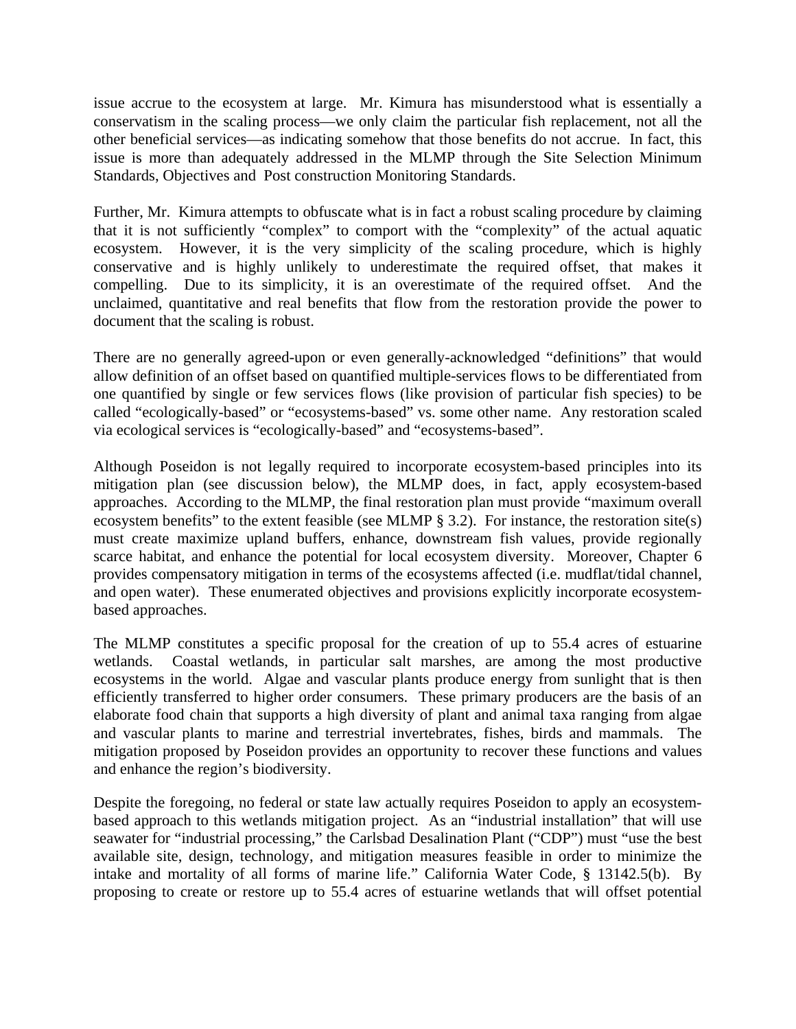issue accrue to the ecosystem at large. Mr. Kimura has misunderstood what is essentially a conservatism in the scaling process—we only claim the particular fish replacement, not all the other beneficial services—as indicating somehow that those benefits do not accrue. In fact, this issue is more than adequately addressed in the MLMP through the Site Selection Minimum Standards, Objectives and Post construction Monitoring Standards.

Further, Mr. Kimura attempts to obfuscate what is in fact a robust scaling procedure by claiming that it is not sufficiently "complex" to comport with the "complexity" of the actual aquatic ecosystem. However, it is the very simplicity of the scaling procedure, which is highly conservative and is highly unlikely to underestimate the required offset, that makes it compelling. Due to its simplicity, it is an overestimate of the required offset. And the unclaimed, quantitative and real benefits that flow from the restoration provide the power to document that the scaling is robust.

There are no generally agreed-upon or even generally-acknowledged "definitions" that would allow definition of an offset based on quantified multiple-services flows to be differentiated from one quantified by single or few services flows (like provision of particular fish species) to be called "ecologically-based" or "ecosystems-based" vs. some other name. Any restoration scaled via ecological services is "ecologically-based" and "ecosystems-based".

Although Poseidon is not legally required to incorporate ecosystem-based principles into its mitigation plan (see discussion below), the MLMP does, in fact, apply ecosystem-based approaches. According to the MLMP, the final restoration plan must provide "maximum overall ecosystem benefits" to the extent feasible (see MLMP § 3.2). For instance, the restoration site(s) must create maximize upland buffers, enhance, downstream fish values, provide regionally scarce habitat, and enhance the potential for local ecosystem diversity. Moreover, Chapter 6 provides compensatory mitigation in terms of the ecosystems affected (i.e. mudflat/tidal channel, and open water). These enumerated objectives and provisions explicitly incorporate ecosystem-based approaches.

The MLMP constitutes a specific proposal for the creation of up to 55.4 acres of estuarine wetlands. Coastal wetlands, in particular salt marshes, are among the most productive ecosystems in the world. Algae and vascular plants produce energy from sunlight that is then efficiently transferred to higher order consumers. These primary producers are the basis of an elaborate food chain that supports a high diversity of plant and animal taxa ranging from algae and vascular plants to marine and terrestrial invertebrates, fishes, birds and mammals. The mitigation proposed by Poseidon provides an opportunity to recover these functions and values and enhance the region's biodiversity.

Despite the foregoing, no federal or state law actually requires Poseidon to apply an ecosystem-based approach to this wetlands mitigation project. As an "industrial installation" that will use seawater for "industrial processing," the Carlsbad Desalination Plant ("CDP") must "use the best available site, design, technology, and mitigation measures feasible in order to minimize the intake and mortality of all forms of marine life." California Water Code, § 13142.5(b). By proposing to create or restore up to 55.4 acres of estuarine wetlands that will offset potential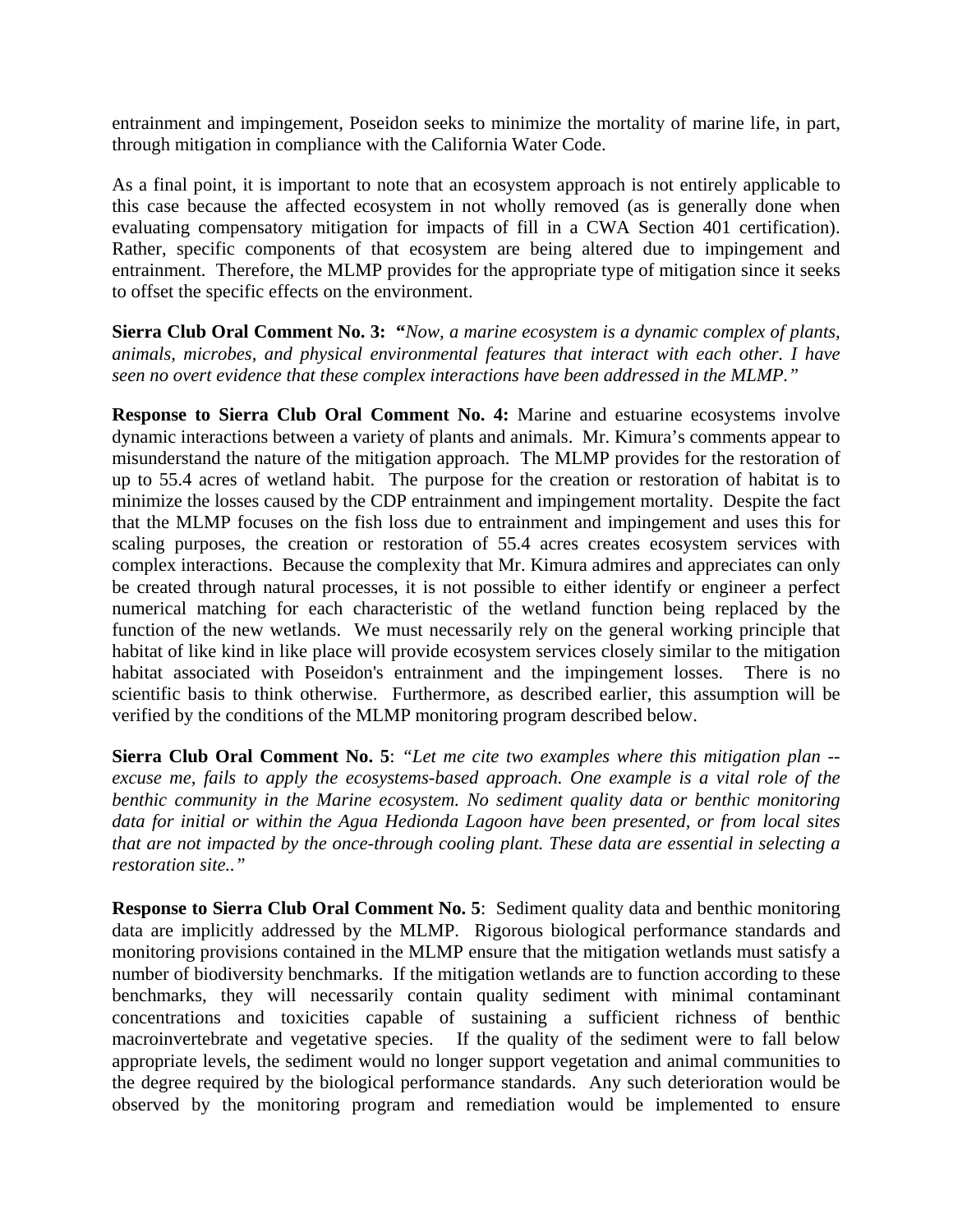entrainment and impingement, Poseidon seeks to minimize the mortality of marine life, in part, through mitigation in compliance with the California Water Code.

As a final point, it is important to note that an ecosystem approach is not entirely applicable to this case because the affected ecosystem in not wholly removed (as is generally done when evaluating compensatory mitigation for impacts of fill in a CWA Section 401 certification). Rather, specific components of that ecosystem are being altered due to impingement and entrainment. Therefore, the MLMP provides for the appropriate type of mitigation since it seeks to offset the specific effects on the environment.

**Sierra Club Oral Comment No. 3:** **"***Now, a marine ecosystem is a dynamic complex of plants, animals, microbes, and physical environmental features that interact with each other. I have seen no overt evidence that these complex interactions have been addressed in the MLMP."*

**Response to Sierra Club Oral Comment No. 4:** Marine and estuarine ecosystems involve dynamic interactions between a variety of plants and animals. Mr. Kimura's comments appear to misunderstand the nature of the mitigation approach. The MLMP provides for the restoration of up to 55.4 acres of wetland habit. The purpose for the creation or restoration of habitat is to minimize the losses caused by the CDP entrainment and impingement mortality. Despite the fact that the MLMP focuses on the fish loss due to entrainment and impingement and uses this for scaling purposes, the creation or restoration of 55.4 acres creates ecosystem services with complex interactions. Because the complexity that Mr. Kimura admires and appreciates can only be created through natural processes, it is not possible to either identify or engineer a perfect numerical matching for each characteristic of the wetland function being replaced by the function of the new wetlands. We must necessarily rely on the general working principle that habitat of like kind in like place will provide ecosystem services closely similar to the mitigation habitat associated with Poseidon's entrainment and the impingement losses. There is no scientific basis to think otherwise. Furthermore, as described earlier, this assumption will be verified by the conditions of the MLMP monitoring program described below.

**Sierra Club Oral Comment No. 5**: *"Let me cite two examples where this mitigation plan -- excuse me, fails to apply the ecosystems-based approach. One example is a vital role of the benthic community in the Marine ecosystem. No sediment quality data or benthic monitoring data for initial or within the Agua Hedionda Lagoon have been presented, or from local sites that are not impacted by the once-through cooling plant. These data are essential in selecting a restoration site.."*

**Response to Sierra Club Oral Comment No. 5**: Sediment quality data and benthic monitoring data are implicitly addressed by the MLMP. Rigorous biological performance standards and monitoring provisions contained in the MLMP ensure that the mitigation wetlands must satisfy a number of biodiversity benchmarks. If the mitigation wetlands are to function according to these benchmarks, they will necessarily contain quality sediment with minimal contaminant concentrations and toxicities capable of sustaining a sufficient richness of benthic macroinvertebrate and vegetative species. If the quality of the sediment were to fall below appropriate levels, the sediment would no longer support vegetation and animal communities to the degree required by the biological performance standards. Any such deterioration would be observed by the monitoring program and remediation would be implemented to ensure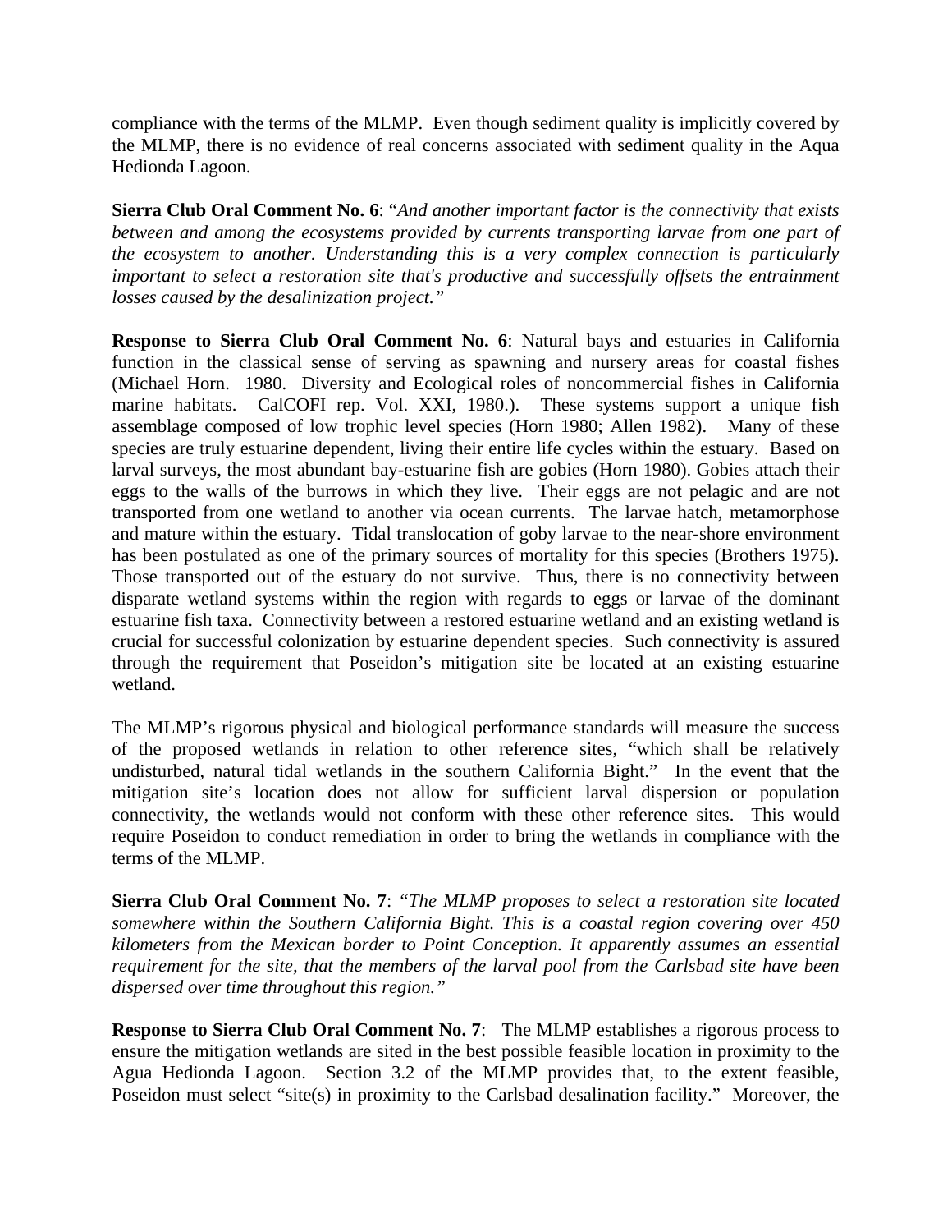compliance with the terms of the MLMP. Even though sediment quality is implicitly covered by the MLMP, there is no evidence of real concerns associated with sediment quality in the Aqua Hedionda Lagoon.

**Sierra Club Oral Comment No. 6**: "*And another important factor is the connectivity that exists between and among the ecosystems provided by currents transporting larvae from one part of the ecosystem to another. Understanding this is a very complex connection is particularly important to select a restoration site that's productive and successfully offsets the entrainment losses caused by the desalinization project.*"

**Response to Sierra Club Oral Comment No. 6**: Natural bays and estuaries in California function in the classical sense of serving as spawning and nursery areas for coastal fishes (Michael Horn. 1980. Diversity and Ecological roles of noncommercial fishes in California marine habitats. CalCOFI rep. Vol. XXI, 1980.). These systems support a unique fish assemblage composed of low trophic level species (Horn 1980; Allen 1982). Many of these species are truly estuarine dependent, living their entire life cycles within the estuary. Based on larval surveys, the most abundant bay-estuarine fish are gobies (Horn 1980). Gobies attach their eggs to the walls of the burrows in which they live. Their eggs are not pelagic and are not transported from one wetland to another via ocean currents. The larvae hatch, metamorphose and mature within the estuary. Tidal translocation of goby larvae to the near-shore environment has been postulated as one of the primary sources of mortality for this species (Brothers 1975). Those transported out of the estuary do not survive. Thus, there is no connectivity between disparate wetland systems within the region with regards to eggs or larvae of the dominant estuarine fish taxa. Connectivity between a restored estuarine wetland and an existing wetland is crucial for successful colonization by estuarine dependent species. Such connectivity is assured through the requirement that Poseidon's mitigation site be located at an existing estuarine wetland.

The MLMP's rigorous physical and biological performance standards will measure the success of the proposed wetlands in relation to other reference sites, "which shall be relatively undisturbed, natural tidal wetlands in the southern California Bight." In the event that the mitigation site's location does not allow for sufficient larval dispersion or population connectivity, the wetlands would not conform with these other reference sites. This would require Poseidon to conduct remediation in order to bring the wetlands in compliance with the terms of the MLMP.

**Sierra Club Oral Comment No. 7**: "*The MLMP proposes to select a restoration site located somewhere within the Southern California Bight. This is a coastal region covering over 450 kilometers from the Mexican border to Point Conception. It apparently assumes an essential requirement for the site, that the members of the larval pool from the Carlsbad site have been dispersed over time throughout this region.*"

**Response to Sierra Club Oral Comment No. 7**: The MLMP establishes a rigorous process to ensure the mitigation wetlands are sited in the best possible feasible location in proximity to the Agua Hedionda Lagoon. Section 3.2 of the MLMP provides that, to the extent feasible, Poseidon must select "site(s) in proximity to the Carlsbad desalination facility." Moreover, the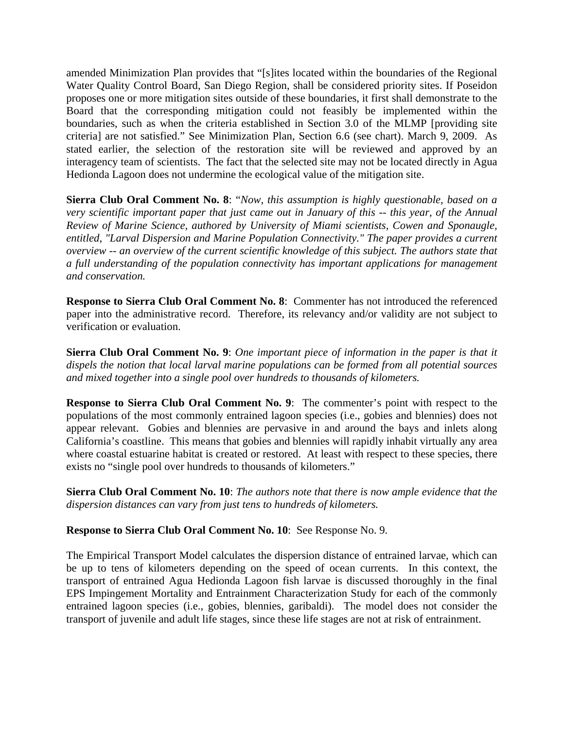amended Minimization Plan provides that "[s]ites located within the boundaries of the Regional Water Quality Control Board, San Diego Region, shall be considered priority sites. If Poseidon proposes one or more mitigation sites outside of these boundaries, it first shall demonstrate to the Board that the corresponding mitigation could not feasibly be implemented within the boundaries, such as when the criteria established in Section 3.0 of the MLMP [providing site criteria] are not satisfied." See Minimization Plan, Section 6.6 (see chart). March 9, 2009. As stated earlier, the selection of the restoration site will be reviewed and approved by an interagency team of scientists. The fact that the selected site may not be located directly in Agua Hedionda Lagoon does not undermine the ecological value of the mitigation site.

**Sierra Club Oral Comment No. 8**: "*Now, this assumption is highly questionable, based on a very scientific important paper that just came out in January of this -- this year, of the Annual Review of Marine Science, authored by University of Miami scientists, Cowen and Sponaugle, entitled, "Larval Dispersion and Marine Population Connectivity." The paper provides a current overview -- an overview of the current scientific knowledge of this subject. The authors state that a full understanding of the population connectivity has important applications for management and conservation.*

**Response to Sierra Club Oral Comment No. 8**: Commenter has not introduced the referenced paper into the administrative record. Therefore, its relevancy and/or validity are not subject to verification or evaluation.

**Sierra Club Oral Comment No. 9**: *One important piece of information in the paper is that it dispels the notion that local larval marine populations can be formed from all potential sources and mixed together into a single pool over hundreds to thousands of kilometers.*

**Response to Sierra Club Oral Comment No. 9**: The commenter's point with respect to the populations of the most commonly entrained lagoon species (i.e., gobies and blennies) does not appear relevant. Gobies and blennies are pervasive in and around the bays and inlets along California's coastline. This means that gobies and blennies will rapidly inhabit virtually any area where coastal estuarine habitat is created or restored. At least with respect to these species, there exists no "single pool over hundreds to thousands of kilometers."

**Sierra Club Oral Comment No. 10**: *The authors note that there is now ample evidence that the dispersion distances can vary from just tens to hundreds of kilometers.*

**Response to Sierra Club Oral Comment No. 10**: See Response No. 9.

The Empirical Transport Model calculates the dispersion distance of entrained larvae, which can be up to tens of kilometers depending on the speed of ocean currents. In this context, the transport of entrained Agua Hedionda Lagoon fish larvae is discussed thoroughly in the final EPS Impingement Mortality and Entrainment Characterization Study for each of the commonly entrained lagoon species (i.e., gobies, blennies, garibaldi). The model does not consider the transport of juvenile and adult life stages, since these life stages are not at risk of entrainment.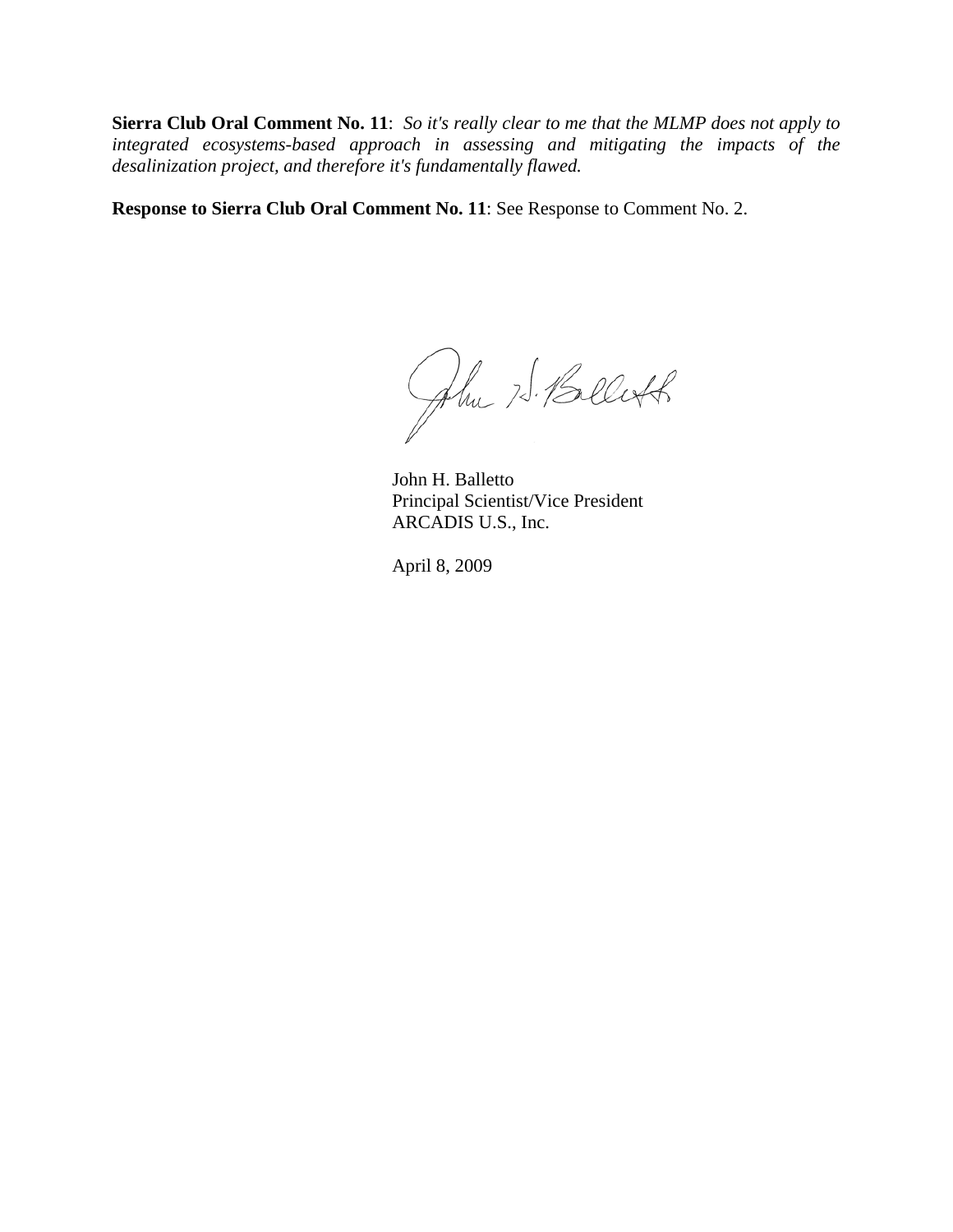**Sierra Club Oral Comment No. 11**: *So it's really clear to me that the MLMP does not apply to integrated ecosystems-based approach in assessing and mitigating the impacts of the desalinization project, and therefore it's fundamentally flawed.*

**Response to Sierra Club Oral Comment No. 11**: See Response to Comment No. 2.

John H. Balletto
Principal Scientist/Vice President
ARCADIS U.S., Inc.

April 8, 2009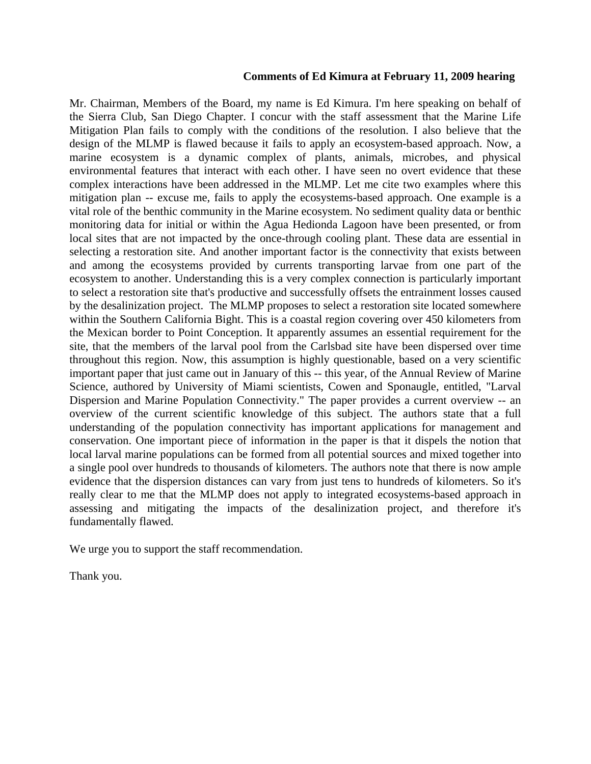**Comments of Ed Kimura at February 11, 2009 hearing**

Mr. Chairman, Members of the Board, my name is Ed Kimura. I'm here speaking on behalf of the Sierra Club, San Diego Chapter. I concur with the staff assessment that the Marine Life Mitigation Plan fails to comply with the conditions of the resolution. I also believe that the design of the MLMP is flawed because it fails to apply an ecosystem-based approach. Now, a marine ecosystem is a dynamic complex of plants, animals, microbes, and physical environmental features that interact with each other. I have seen no overt evidence that these complex interactions have been addressed in the MLMP. Let me cite two examples where this mitigation plan -- excuse me, fails to apply the ecosystems-based approach. One example is a vital role of the benthic community in the Marine ecosystem. No sediment quality data or benthic monitoring data for initial or within the Agua Hedionda Lagoon have been presented, or from local sites that are not impacted by the once-through cooling plant. These data are essential in selecting a restoration site. And another important factor is the connectivity that exists between and among the ecosystems provided by currents transporting larvae from one part of the ecosystem to another. Understanding this is a very complex connection is particularly important to select a restoration site that's productive and successfully offsets the entrainment losses caused by the desalinization project. The MLMP proposes to select a restoration site located somewhere within the Southern California Bight. This is a coastal region covering over 450 kilometers from the Mexican border to Point Conception. It apparently assumes an essential requirement for the site, that the members of the larval pool from the Carlsbad site have been dispersed over time throughout this region. Now, this assumption is highly questionable, based on a very scientific important paper that just came out in January of this -- this year, of the Annual Review of Marine Science, authored by University of Miami scientists, Cowen and Sponaugle, entitled, "Larval Dispersion and Marine Population Connectivity." The paper provides a current overview -- an overview of the current scientific knowledge of this subject. The authors state that a full understanding of the population connectivity has important applications for management and conservation. One important piece of information in the paper is that it dispels the notion that local larval marine populations can be formed from all potential sources and mixed together into a single pool over hundreds to thousands of kilometers. The authors note that there is now ample evidence that the dispersion distances can vary from just tens to hundreds of kilometers. So it's really clear to me that the MLMP does not apply to integrated ecosystems-based approach in assessing and mitigating the impacts of the desalinization project, and therefore it's fundamentally flawed.

We urge you to support the staff recommendation.

Thank you.